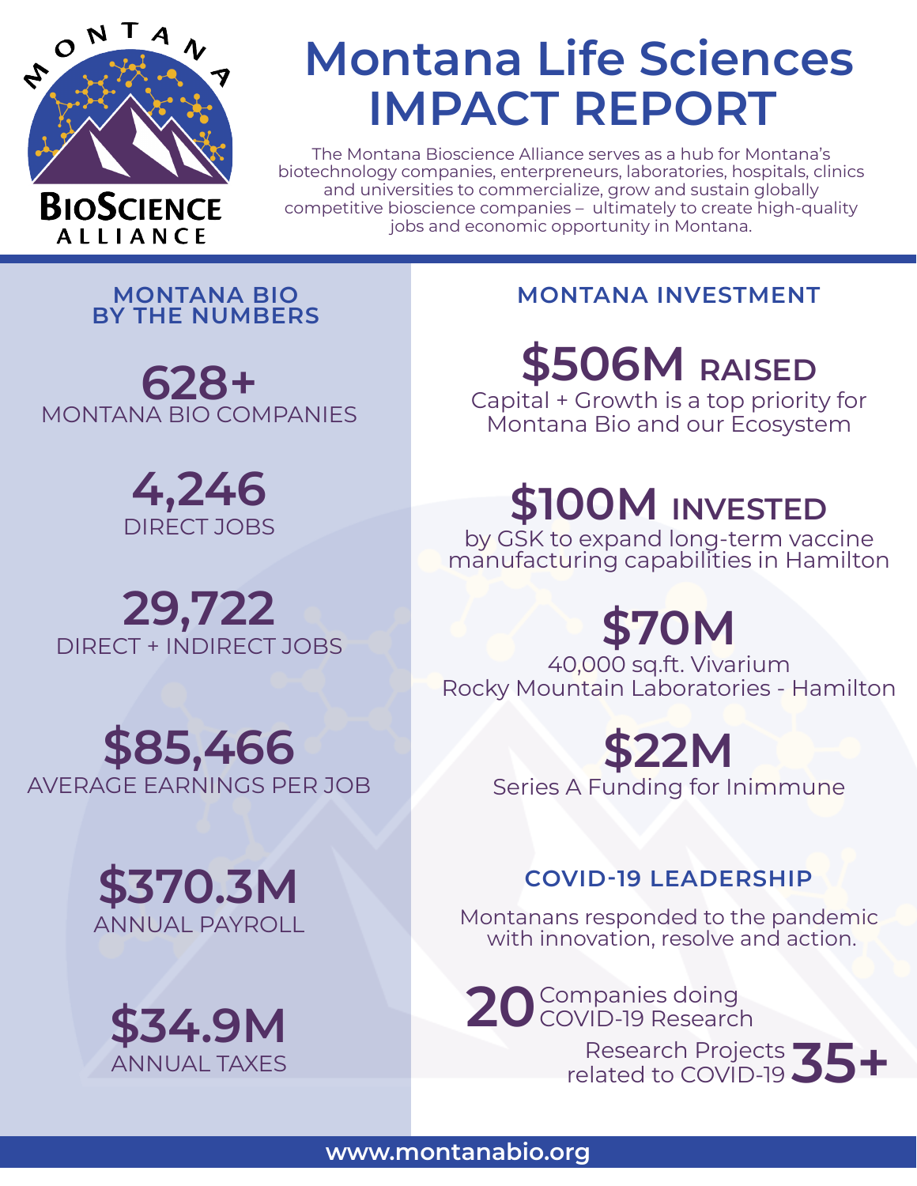MONTANA BIOSCIENCE ALLIANCE

# Montana Life Sciences IMPACT REPORT

The Montana Bioscience Alliance serves as a hub for Montana's biotechnology companies, enterpreneurs, laboratories, hospitals, clinics and universities to commercialize, grow and sustain globally competitive bioscience companies – ultimately to create high-quality jobs and economic opportunity in Montana.

## MONTANA BIO BY THE NUMBERS

**628+**
MONTANA BIO COMPANIES

**4,246**
DIRECT JOBS

**29,722**
DIRECT + INDIRECT JOBS

**$85,466**
AVERAGE EARNINGS PER JOB

**$370.3M**
ANNUAL PAYROLL

**$34.9M**
ANNUAL TAXES

## MONTANA INVESTMENT

**$506M RAISED**
Capital + Growth is a top priority for Montana Bio and our Ecosystem

**$100M INVESTED**
by GSK to expand long-term vaccine manufacturing capabilities in Hamilton

**$70M**
40,000 sq.ft. Vivarium
Rocky Mountain Laboratories - Hamilton

**$22M**
Series A Funding for Inimmune

## COVID-19 LEADERSHIP

Montanans responded to the pandemic with innovation, resolve and action.

**20** Companies doing COVID-19 Research

Research Projects related to COVID-19 **35+**

www.montanabio.org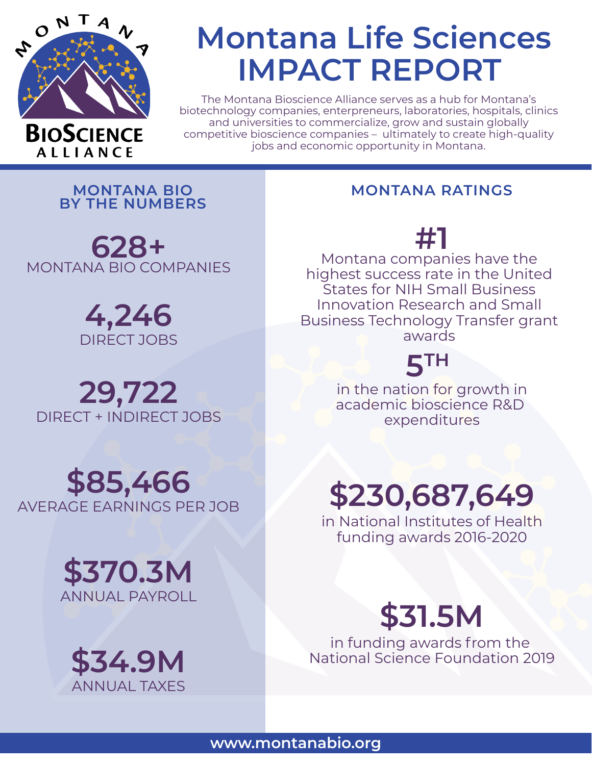MONTANA BIOSCIENCE ALLIANCE

# Montana Life Sciences IMPACT REPORT

The Montana Bioscience Alliance serves as a hub for Montana's biotechnology companies, enterpreneurs, laboratories, hospitals, clinics and universities to commercialize, grow and sustain globally competitive bioscience companies – ultimately to create high-quality jobs and economic opportunity in Montana.

## MONTANA BIO BY THE NUMBERS

**628+**
MONTANA BIO COMPANIES

**4,246**
DIRECT JOBS

**29,722**
DIRECT + INDIRECT JOBS

**$85,466**
AVERAGE EARNINGS PER JOB

**$370.3M**
ANNUAL PAYROLL

**$34.9M**
ANNUAL TAXES

## MONTANA RATINGS

**#1**
Montana companies have the highest success rate in the United States for NIH Small Business Innovation Research and Small Business Technology Transfer grant awards

**5TH**
in the nation for growth in academic bioscience R&D expenditures

**$230,687,649**
in National Institutes of Health funding awards 2016-2020

**$31.5M**
in funding awards from the National Science Foundation 2019

www.montanabio.org